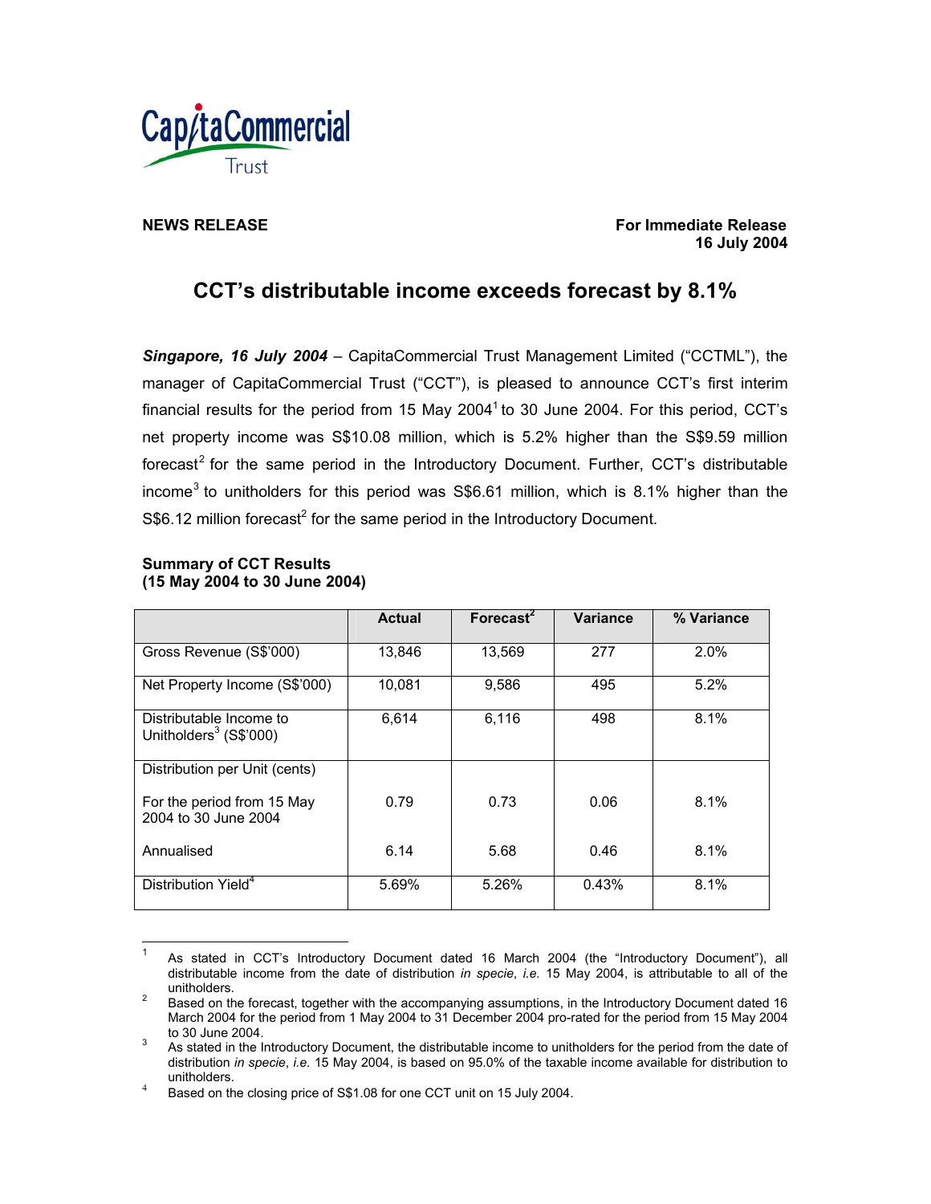CapitaCommercial Trust

**NEWS RELEASE**

**For Immediate Release**
**16 July 2004**

# CCT's distributable income exceeds forecast by 8.1%

***Singapore, 16 July 2004*** – CapitaCommercial Trust Management Limited ("CCTML"), the manager of CapitaCommercial Trust ("CCT"), is pleased to announce CCT's first interim financial results for the period from 15 May 2004[1] to 30 June 2004. For this period, CCT's net property income was S$10.08 million, which is 5.2% higher than the S$9.59 million forecast[2] for the same period in the Introductory Document. Further, CCT's distributable income[3] to unitholders for this period was S$6.61 million, which is 8.1% higher than the S$6.12 million forecast[2] for the same period in the Introductory Document.

**Summary of CCT Results**
**(15 May 2004 to 30 June 2004)**

| | Actual | Forecast[2] | Variance | % Variance |
|---|---|---|---|---|
| Gross Revenue (S$'000) | 13,846 | 13,569 | 277 | 2.0% |
| Net Property Income (S$'000) | 10,081 | 9,586 | 495 | 5.2% |
| Distributable Income to Unitholders[3] (S$'000) | 6,614 | 6,116 | 498 | 8.1% |
| Distribution per Unit (cents) | | | | |
| For the period from 15 May 2004 to 30 June 2004 | 0.79 | 0.73 | 0.06 | 8.1% |
| Annualised | 6.14 | 5.68 | 0.46 | 8.1% |
| Distribution Yield[4] | 5.69% | 5.26% | 0.43% | 8.1% |

[1] As stated in CCT's Introductory Document dated 16 March 2004 (the "Introductory Document"), all distributable income from the date of distribution *in specie*, *i.e.* 15 May 2004, is attributable to all of the unitholders.

[2] Based on the forecast, together with the accompanying assumptions, in the Introductory Document dated 16 March 2004 for the period from 1 May 2004 to 31 December 2004 pro-rated for the period from 15 May 2004 to 30 June 2004.

[3] As stated in the Introductory Document, the distributable income to unitholders for the period from the date of distribution *in specie*, *i.e.* 15 May 2004, is based on 95.0% of the taxable income available for distribution to unitholders.

[4] Based on the closing price of S$1.08 for one CCT unit on 15 July 2004.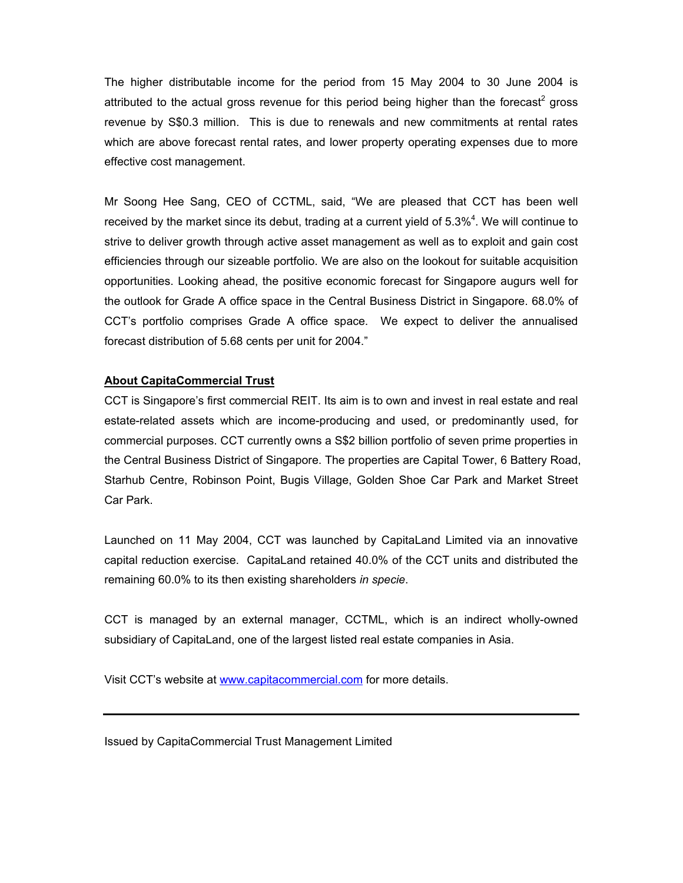The higher distributable income for the period from 15 May 2004 to 30 June 2004 is attributed to the actual gross revenue for this period being higher than the forecast[2] gross revenue by S$0.3 million. This is due to renewals and new commitments at rental rates which are above forecast rental rates, and lower property operating expenses due to more effective cost management.

Mr Soong Hee Sang, CEO of CCTML, said, "We are pleased that CCT has been well received by the market since its debut, trading at a current yield of 5.3%[4]. We will continue to strive to deliver growth through active asset management as well as to exploit and gain cost efficiencies through our sizeable portfolio. We are also on the lookout for suitable acquisition opportunities. Looking ahead, the positive economic forecast for Singapore augurs well for the outlook for Grade A office space in the Central Business District in Singapore. 68.0% of CCT's portfolio comprises Grade A office space. We expect to deliver the annualised forecast distribution of 5.68 cents per unit for 2004."

**About CapitaCommercial Trust**

CCT is Singapore's first commercial REIT. Its aim is to own and invest in real estate and real estate-related assets which are income-producing and used, or predominantly used, for commercial purposes. CCT currently owns a S$2 billion portfolio of seven prime properties in the Central Business District of Singapore. The properties are Capital Tower, 6 Battery Road, Starhub Centre, Robinson Point, Bugis Village, Golden Shoe Car Park and Market Street Car Park.

Launched on 11 May 2004, CCT was launched by CapitaLand Limited via an innovative capital reduction exercise. CapitaLand retained 40.0% of the CCT units and distributed the remaining 60.0% to its then existing shareholders *in specie*.

CCT is managed by an external manager, CCTML, which is an indirect wholly-owned subsidiary of CapitaLand, one of the largest listed real estate companies in Asia.

Visit CCT's website at www.capitacommercial.com for more details.

---

Issued by CapitaCommercial Trust Management Limited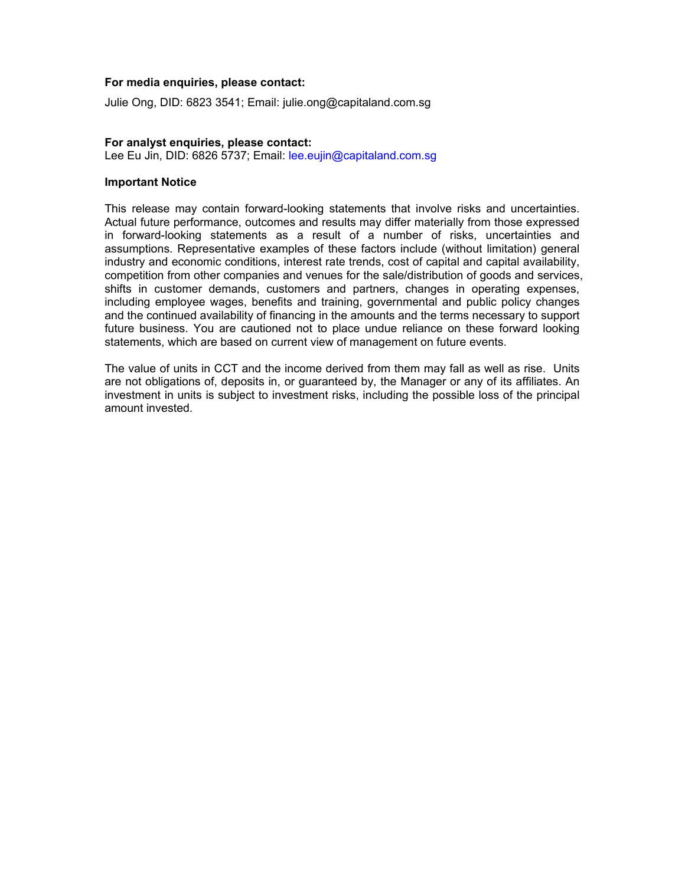**For media enquiries, please contact:**

Julie Ong, DID: 6823 3541; Email: julie.ong@capitaland.com.sg

**For analyst enquiries, please contact:**
Lee Eu Jin, DID: 6826 5737; Email: lee.eujin@capitaland.com.sg

**Important Notice**

This release may contain forward-looking statements that involve risks and uncertainties. Actual future performance, outcomes and results may differ materially from those expressed in forward-looking statements as a result of a number of risks, uncertainties and assumptions. Representative examples of these factors include (without limitation) general industry and economic conditions, interest rate trends, cost of capital and capital availability, competition from other companies and venues for the sale/distribution of goods and services, shifts in customer demands, customers and partners, changes in operating expenses, including employee wages, benefits and training, governmental and public policy changes and the continued availability of financing in the amounts and the terms necessary to support future business. You are cautioned not to place undue reliance on these forward looking statements, which are based on current view of management on future events.

The value of units in CCT and the income derived from them may fall as well as rise. Units are not obligations of, deposits in, or guaranteed by, the Manager or any of its affiliates. An investment in units is subject to investment risks, including the possible loss of the principal amount invested.